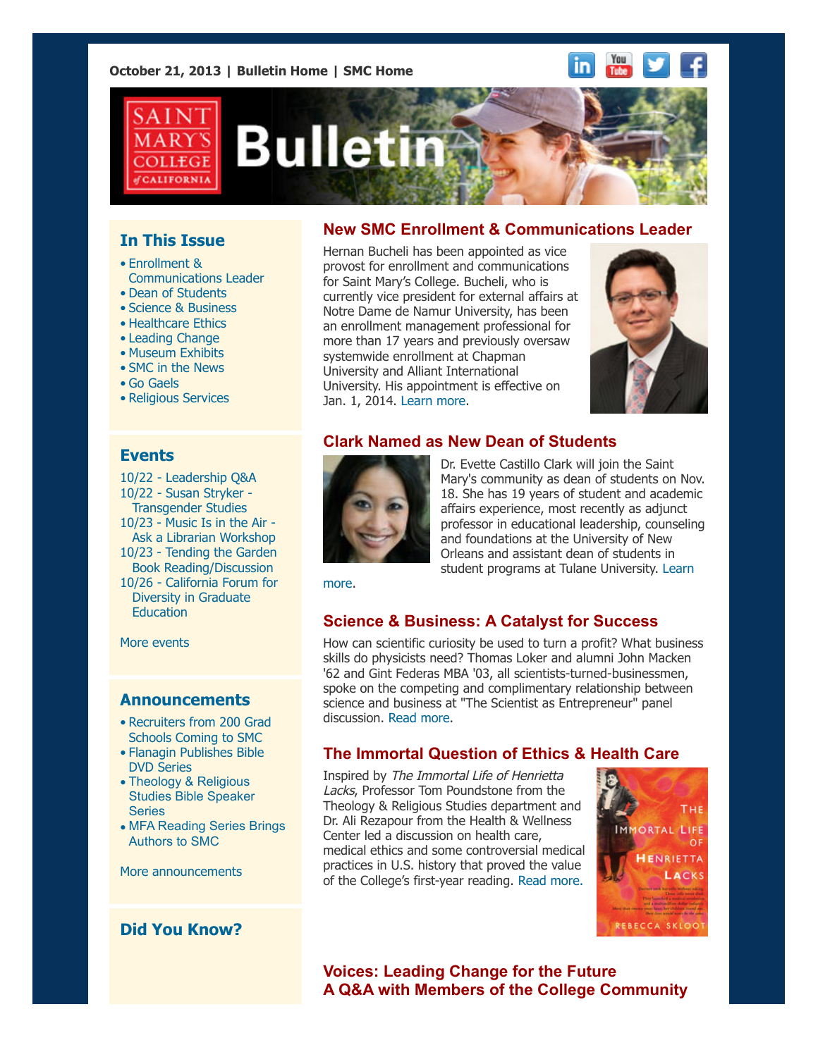October 21, 2013 | Bulletin Home | SMC Home

# Saint Mary's College of California Bulletin

## In This Issue

- Enrollment & Communications Leader
- Dean of Students
- Science & Business
- Healthcare Ethics
- Leading Change
- Museum Exhibits
- SMC in the News
- Go Gaels
- Religious Services

## Events

10/22 - Leadership Q&A
10/22 - Susan Stryker - Transgender Studies
10/23 - Music Is in the Air - Ask a Librarian Workshop
10/23 - Tending the Garden Book Reading/Discussion
10/26 - California Forum for Diversity in Graduate Education

More events

## Announcements

- Recruiters from 200 Grad Schools Coming to SMC
- Flanagin Publishes Bible DVD Series
- Theology & Religious Studies Bible Speaker Series
- MFA Reading Series Brings Authors to SMC

More announcements

## Did You Know?

## New SMC Enrollment & Communications Leader

Hernan Bucheli has been appointed as vice provost for enrollment and communications for Saint Mary's College. Bucheli, who is currently vice president for external affairs at Notre Dame de Namur University, has been an enrollment management professional for more than 17 years and previously oversaw systemwide enrollment at Chapman University and Alliant International University. His appointment is effective on Jan. 1, 2014. Learn more.

## Clark Named as New Dean of Students

Dr. Evette Castillo Clark will join the Saint Mary's community as dean of students on Nov. 18. She has 19 years of student and academic affairs experience, most recently as adjunct professor in educational leadership, counseling and foundations at the University of New Orleans and assistant dean of students in student programs at Tulane University. Learn more.

## Science & Business: A Catalyst for Success

How can scientific curiosity be used to turn a profit? What business skills do physicists need? Thomas Loker and alumni John Macken '62 and Gint Federas MBA '03, all scientists-turned-businessmen, spoke on the competing and complimentary relationship between science and business at "The Scientist as Entrepreneur" panel discussion. Read more.

## The Immortal Question of Ethics & Health Care

Inspired by *The Immortal Life of Henrietta Lacks*, Professor Tom Poundstone from the Theology & Religious Studies department and Dr. Ali Rezapour from the Health & Wellness Center led a discussion on health care, medical ethics and some controversial medical practices in U.S. history that proved the value of the College's first-year reading. Read more.

## Voices: Leading Change for the Future
## A Q&A with Members of the College Community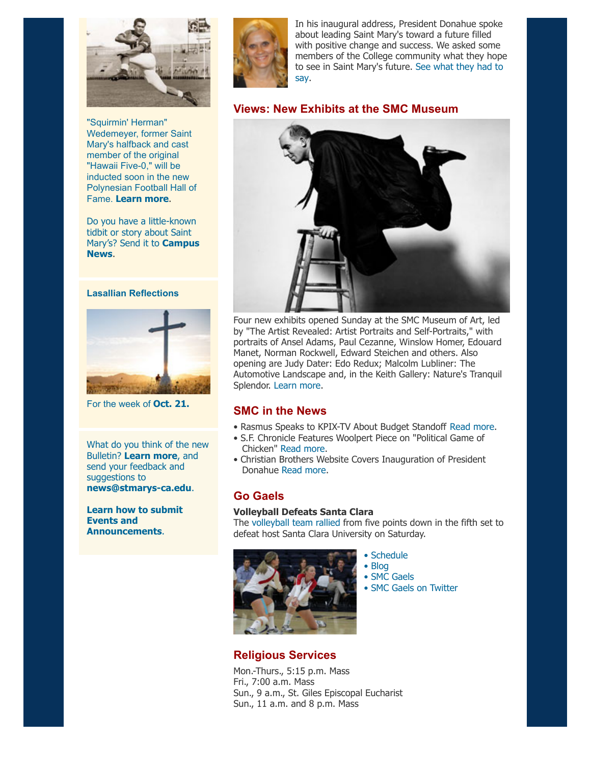"Squirmin' Herman" Wedemeyer, former Saint Mary's halfback and cast member of the original "Hawaii Five-0," will be inducted soon in the new Polynesian Football Hall of Fame. **Learn more**.

Do you have a little-known tidbit or story about Saint Mary's? Send it to **Campus News**.

**Lasallian Reflections**

For the week of **Oct. 21.**

What do you think of the new Bulletin? **Learn more**, and send your feedback and suggestions to **news@stmarys-ca.edu**.

**Learn how to submit Events and Announcements**.

In his inaugural address, President Donahue spoke about leading Saint Mary's toward a future filled with positive change and success. We asked some members of the College community what they hope to see in Saint Mary's future. See what they had to say.

## Views: New Exhibits at the SMC Museum

Four new exhibits opened Sunday at the SMC Museum of Art, led by "The Artist Revealed: Artist Portraits and Self-Portraits," with portraits of Ansel Adams, Paul Cezanne, Winslow Homer, Edouard Manet, Norman Rockwell, Edward Steichen and others. Also opening are Judy Dater: Edo Redux; Malcolm Lubliner: The Automotive Landscape and, in the Keith Gallery: Nature's Tranquil Splendor. Learn more.

## SMC in the News

- Rasmus Speaks to KPIX-TV About Budget Standoff Read more.
- S.F. Chronicle Features Woolpert Piece on "Political Game of Chicken" Read more.
- Christian Brothers Website Covers Inauguration of President Donahue Read more.

## Go Gaels

**Volleyball Defeats Santa Clara**

The volleyball team rallied from five points down in the fifth set to defeat host Santa Clara University on Saturday.

- Schedule
- Blog
- SMC Gaels
- SMC Gaels on Twitter

## Religious Services

Mon.-Thurs., 5:15 p.m. Mass
Fri., 7:00 a.m. Mass
Sun., 9 a.m., St. Giles Episcopal Eucharist
Sun., 11 a.m. and 8 p.m. Mass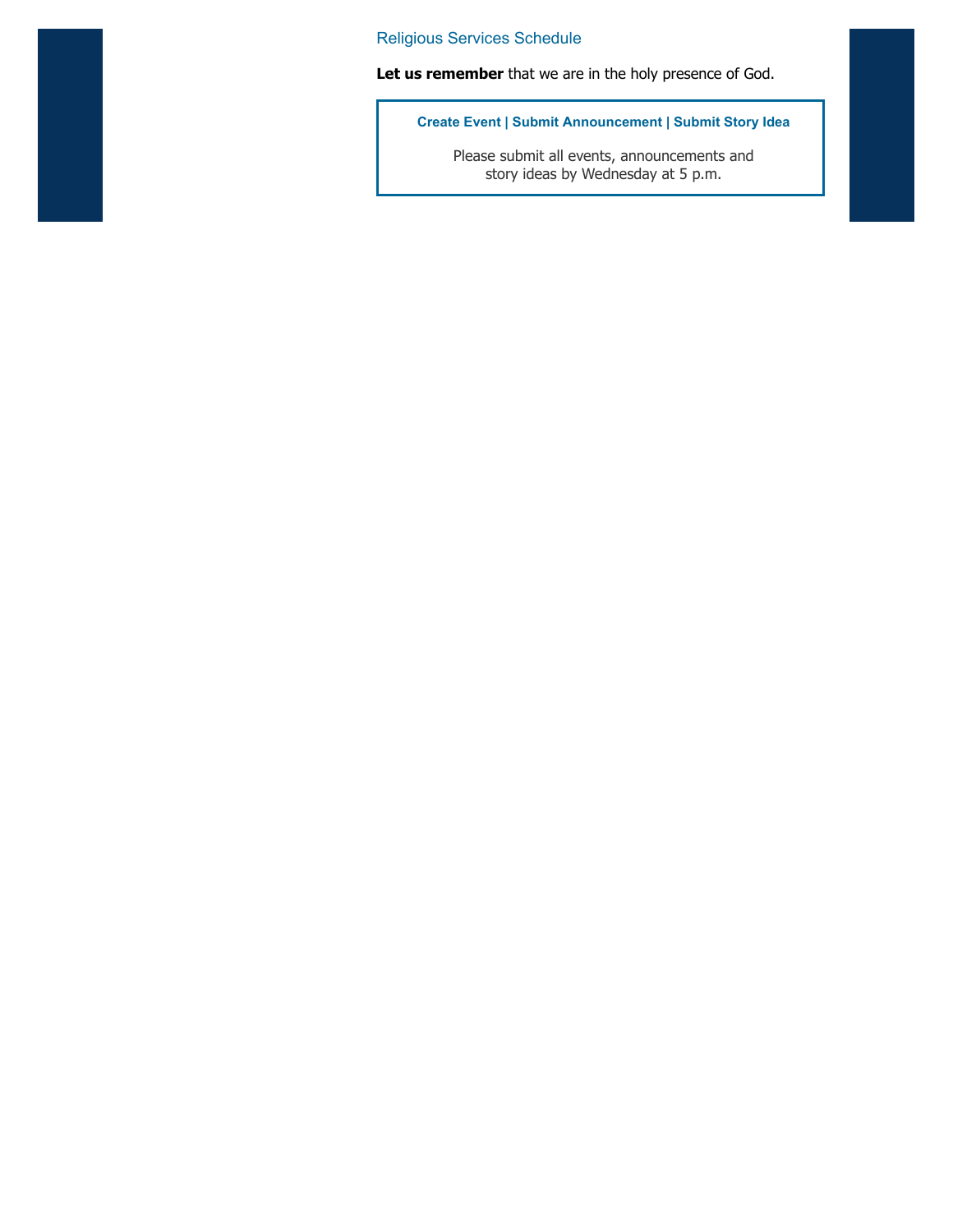Religious Services Schedule

**Let us remember** that we are in the holy presence of God.

**Create Event | Submit Announcement | Submit Story Idea**

Please submit all events, announcements and story ideas by Wednesday at 5 p.m.